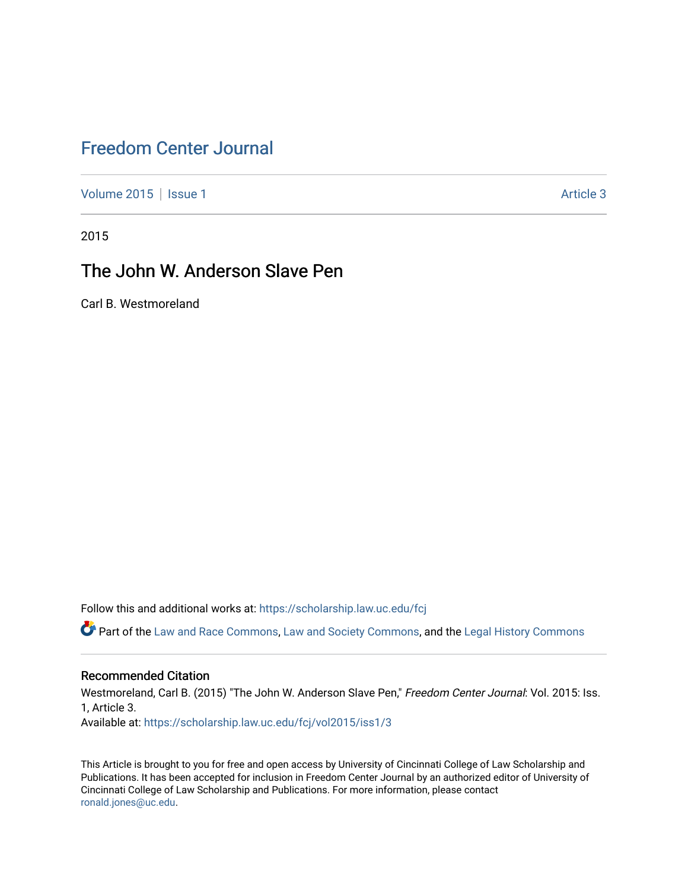# Freedom Center Journal

Volume 2015 | Issue 1 Article 3

2015

## The John W. Anderson Slave Pen

Carl B. Westmoreland

Follow this and additional works at: https://scholarship.law.uc.edu/fcj

Part of the Law and Race Commons, Law and Society Commons, and the Legal History Commons

### Recommended Citation

Westmoreland, Carl B. (2015) "The John W. Anderson Slave Pen," *Freedom Center Journal*: Vol. 2015: Iss. 1, Article 3.
Available at: https://scholarship.law.uc.edu/fcj/vol2015/iss1/3

This Article is brought to you for free and open access by University of Cincinnati College of Law Scholarship and Publications. It has been accepted for inclusion in Freedom Center Journal by an authorized editor of University of Cincinnati College of Law Scholarship and Publications. For more information, please contact ronald.jones@uc.edu.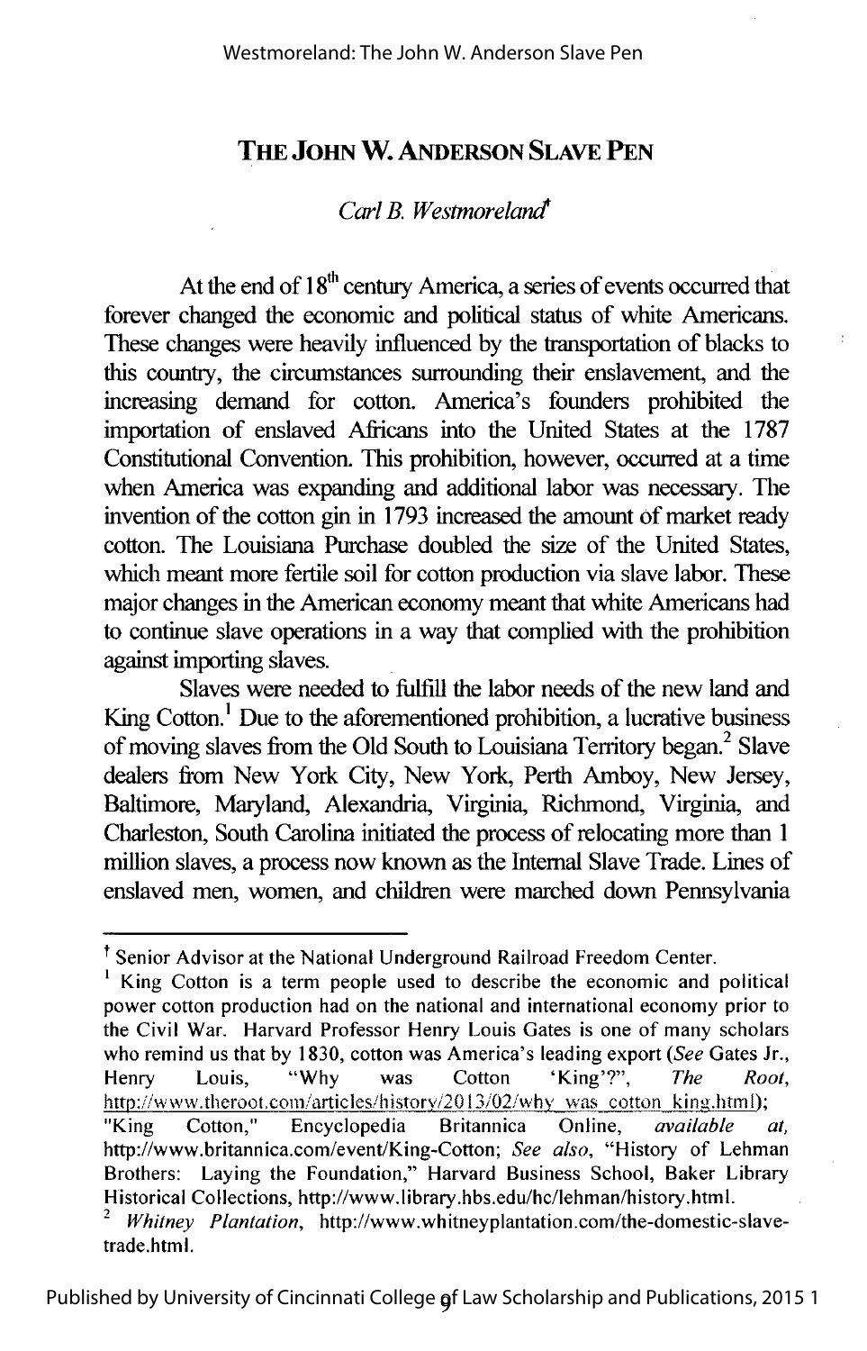# THE JOHN W. ANDERSON SLAVE PEN

*Carl B. Westmoreland*†

At the end of 18th century America, a series of events occurred that forever changed the economic and political status of white Americans. These changes were heavily influenced by the transportation of blacks to this country, the circumstances surrounding their enslavement, and the increasing demand for cotton. America's founders prohibited the importation of enslaved Africans into the United States at the 1787 Constitutional Convention. This prohibition, however, occurred at a time when America was expanding and additional labor was necessary. The invention of the cotton gin in 1793 increased the amount of market ready cotton. The Louisiana Purchase doubled the size of the United States, which meant more fertile soil for cotton production via slave labor. These major changes in the American economy meant that white Americans had to continue slave operations in a way that complied with the prohibition against importing slaves.

Slaves were needed to fulfill the labor needs of the new land and King Cotton.[1] Due to the aforementioned prohibition, a lucrative business of moving slaves from the Old South to Louisiana Territory began.[2] Slave dealers from New York City, New York, Perth Amboy, New Jersey, Baltimore, Maryland, Alexandria, Virginia, Richmond, Virginia, and Charleston, South Carolina initiated the process of relocating more than 1 million slaves, a process now known as the Internal Slave Trade. Lines of enslaved men, women, and children were marched down Pennsylvania

---

† Senior Advisor at the National Underground Railroad Freedom Center.

[1] King Cotton is a term people used to describe the economic and political power cotton production had on the national and international economy prior to the Civil War. Harvard Professor Henry Louis Gates is one of many scholars who remind us that by 1830, cotton was America's leading export (*See* Gates Jr., Henry Louis, "Why was Cotton 'King'?", *The Root*, http://www.theroot.com/articles/history/2013/02/why_was_cotton_king.html); "King Cotton," Encyclopedia Britannica Online, *available at*, http://www.britannica.com/event/King-Cotton; *See also*, "History of Lehman Brothers: Laying the Foundation," Harvard Business School, Baker Library Historical Collections, http://www.library.hbs.edu/hc/lehman/history.html.

[2] *Whitney Plantation*, http://www.whitneyplantation.com/the-domestic-slave-trade.html.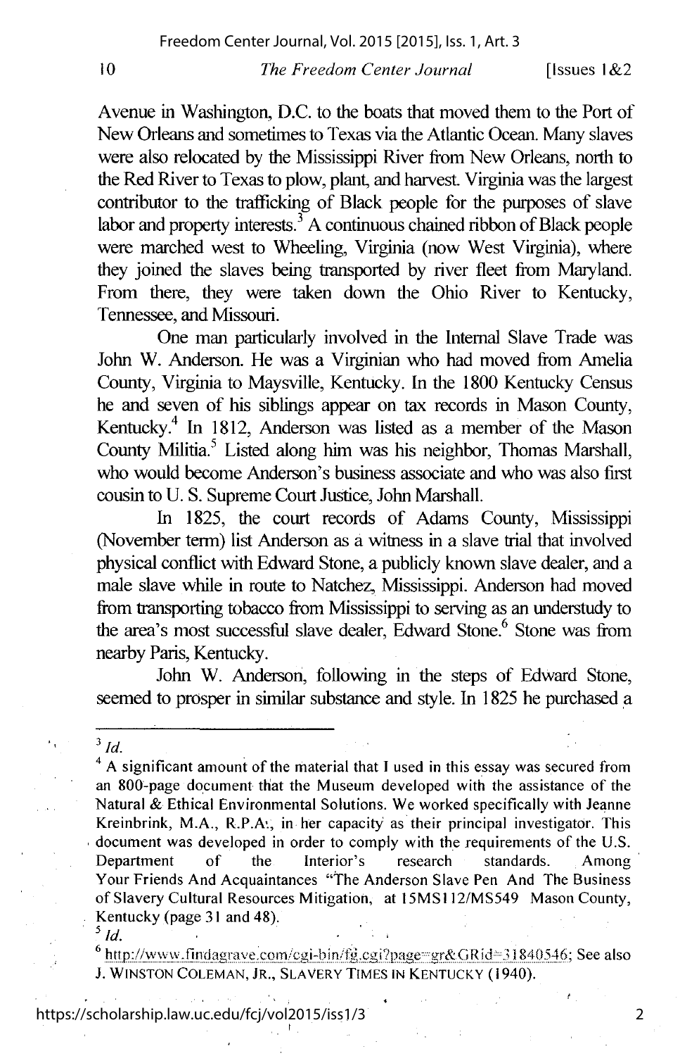Avenue in Washington, D.C. to the boats that moved them to the Port of New Orleans and sometimes to Texas via the Atlantic Ocean. Many slaves were also relocated by the Mississippi River from New Orleans, north to the Red River to Texas to plow, plant, and harvest. Virginia was the largest contributor to the trafficking of Black people for the purposes of slave labor and property interests.[3] A continuous chained ribbon of Black people were marched west to Wheeling, Virginia (now West Virginia), where they joined the slaves being transported by river fleet from Maryland. From there, they were taken down the Ohio River to Kentucky, Tennessee, and Missouri.

One man particularly involved in the Internal Slave Trade was John W. Anderson. He was a Virginian who had moved from Amelia County, Virginia to Maysville, Kentucky. In the 1800 Kentucky Census he and seven of his siblings appear on tax records in Mason County, Kentucky.[4] In 1812, Anderson was listed as a member of the Mason County Militia.[5] Listed along him was his neighbor, Thomas Marshall, who would become Anderson's business associate and who was also first cousin to U. S. Supreme Court Justice, John Marshall.

In 1825, the court records of Adams County, Mississippi (November term) list Anderson as a witness in a slave trial that involved physical conflict with Edward Stone, a publicly known slave dealer, and a male slave while in route to Natchez, Mississippi. Anderson had moved from transporting tobacco from Mississippi to serving as an understudy to the area's most successful slave dealer, Edward Stone.[6] Stone was from nearby Paris, Kentucky.

John W. Anderson, following in the steps of Edward Stone, seemed to prosper in similar substance and style. In 1825 he purchased a

---

[3] *Id.*

[4] A significant amount of the material that I used in this essay was secured from an 800-page document that the Museum developed with the assistance of the Natural & Ethical Environmental Solutions. We worked specifically with Jeanne Kreinbrink, M.A., R.P.A., in her capacity as their principal investigator. This document was developed in order to comply with the requirements of the U.S. Department of the Interior's research standards. Among Your Friends And Acquaintances "The Anderson Slave Pen And The Business of Slavery Cultural Resources Mitigation, at 15MS112/MS549 Mason County, Kentucky (page 31 and 48).

[5] *Id.*

[6] http://www.findagrave.com/cgi-bin/fg.cgi?page=gr&GRid=31840546; See also J. WINSTON COLEMAN, JR., SLAVERY TIMES IN KENTUCKY (1940).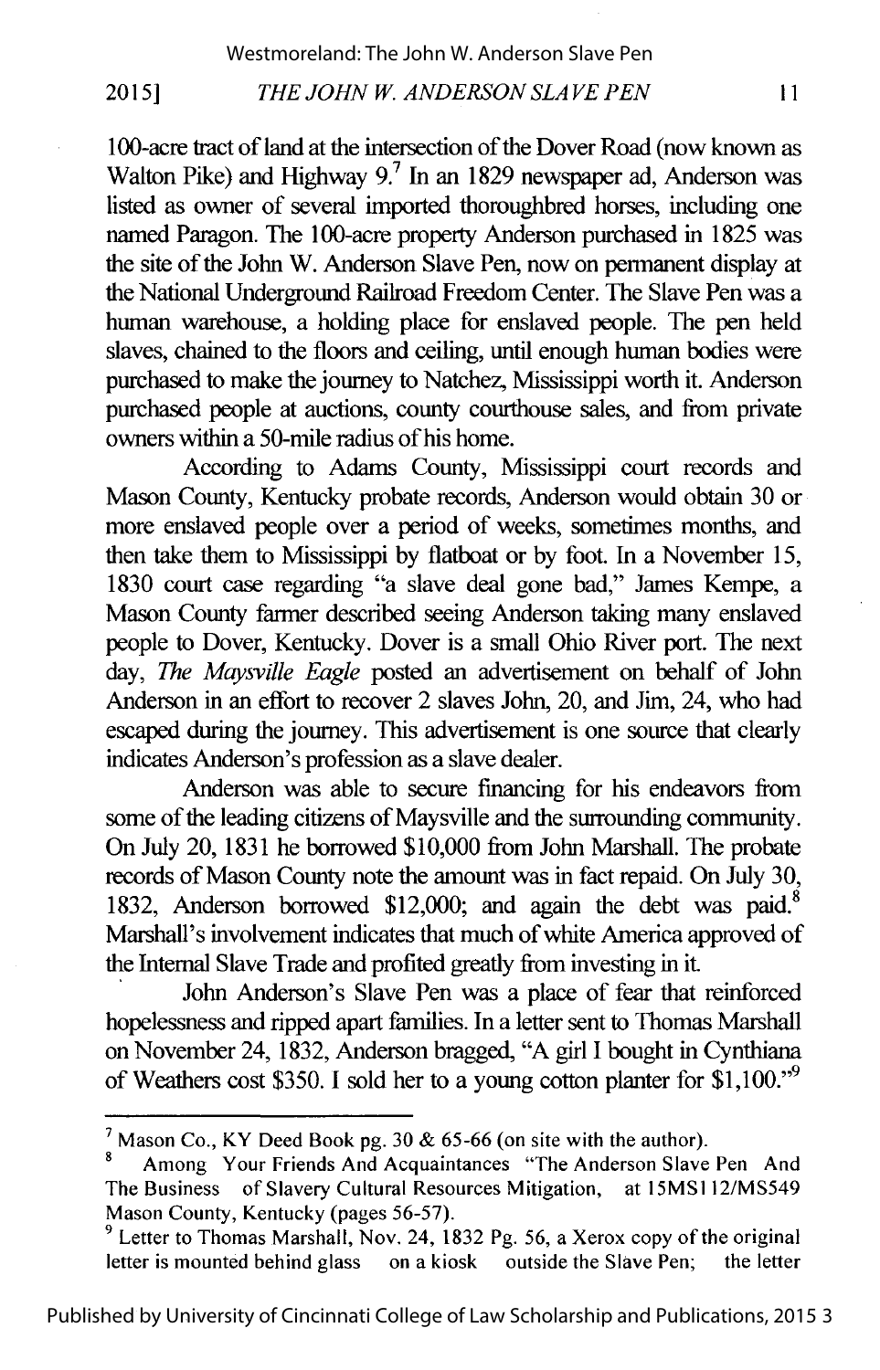100-acre tract of land at the intersection of the Dover Road (now known as Walton Pike) and Highway 9.[7] In an 1829 newspaper ad, Anderson was listed as owner of several imported thoroughbred horses, including one named Paragon. The 100-acre property Anderson purchased in 1825 was the site of the John W. Anderson Slave Pen, now on permanent display at the National Underground Railroad Freedom Center. The Slave Pen was a human warehouse, a holding place for enslaved people. The pen held slaves, chained to the floors and ceiling, until enough human bodies were purchased to make the journey to Natchez, Mississippi worth it. Anderson purchased people at auctions, county courthouse sales, and from private owners within a 50-mile radius of his home.

According to Adams County, Mississippi court records and Mason County, Kentucky probate records, Anderson would obtain 30 or more enslaved people over a period of weeks, sometimes months, and then take them to Mississippi by flatboat or by foot. In a November 15, 1830 court case regarding "a slave deal gone bad," James Kempe, a Mason County farmer described seeing Anderson taking many enslaved people to Dover, Kentucky. Dover is a small Ohio River port. The next day, *The Maysville Eagle* posted an advertisement on behalf of John Anderson in an effort to recover 2 slaves John, 20, and Jim, 24, who had escaped during the journey. This advertisement is one source that clearly indicates Anderson's profession as a slave dealer.

Anderson was able to secure financing for his endeavors from some of the leading citizens of Maysville and the surrounding community. On July 20, 1831 he borrowed $10,000 from John Marshall. The probate records of Mason County note the amount was in fact repaid. On July 30, 1832, Anderson borrowed $12,000; and again the debt was paid.[8] Marshall's involvement indicates that much of white America approved of the Internal Slave Trade and profited greatly from investing in it.

John Anderson's Slave Pen was a place of fear that reinforced hopelessness and ripped apart families. In a letter sent to Thomas Marshall on November 24, 1832, Anderson bragged, "A girl I bought in Cynthiana of Weathers cost $350. I sold her to a young cotton planter for $1,100."[9]

---

[7] Mason Co., KY Deed Book pg. 30 & 65-66 (on site with the author).

[8] Among Your Friends And Acquaintances "The Anderson Slave Pen And The Business of Slavery Cultural Resources Mitigation, at 15MS112/MS549 Mason County, Kentucky (pages 56-57).

[9] Letter to Thomas Marshall, Nov. 24, 1832 Pg. 56, a Xerox copy of the original letter is mounted behind glass on a kiosk outside the Slave Pen; the letter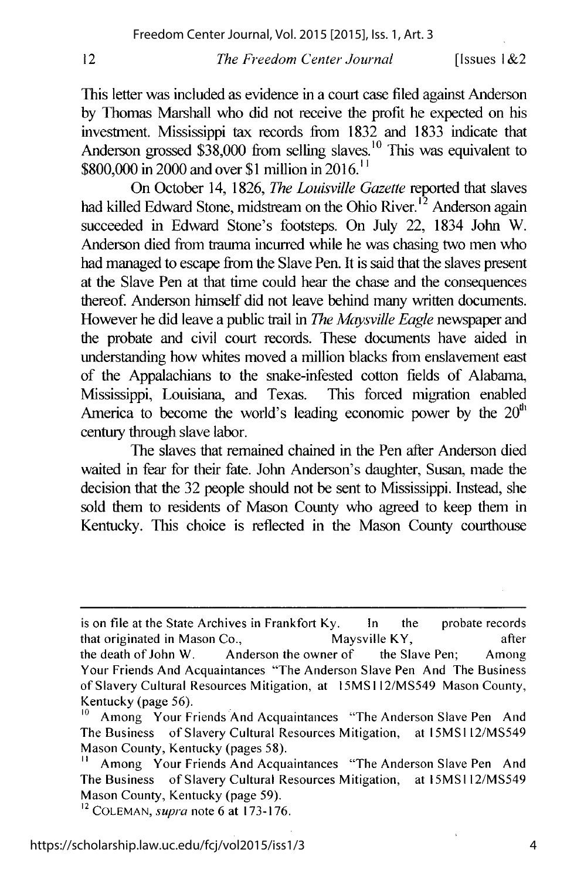This letter was included as evidence in a court case filed against Anderson by Thomas Marshall who did not receive the profit he expected on his investment. Mississippi tax records from 1832 and 1833 indicate that Anderson grossed $38,000 from selling slaves.[10] This was equivalent to $800,000 in 2000 and over $1 million in 2016.[11]

On October 14, 1826, *The Louisville Gazette* reported that slaves had killed Edward Stone, midstream on the Ohio River.[12] Anderson again succeeded in Edward Stone's footsteps. On July 22, 1834 John W. Anderson died from trauma incurred while he was chasing two men who had managed to escape from the Slave Pen. It is said that the slaves present at the Slave Pen at that time could hear the chase and the consequences thereof. Anderson himself did not leave behind many written documents. However he did leave a public trail in *The Maysville Eagle* newspaper and the probate and civil court records. These documents have aided in understanding how whites moved a million blacks from enslavement east of the Appalachians to the snake-infested cotton fields of Alabama, Mississippi, Louisiana, and Texas. This forced migration enabled America to become the world's leading economic power by the 20th century through slave labor.

The slaves that remained chained in the Pen after Anderson died waited in fear for their fate. John Anderson's daughter, Susan, made the decision that the 32 people should not be sent to Mississippi. Instead, she sold them to residents of Mason County who agreed to keep them in Kentucky. This choice is reflected in the Mason County courthouse

---

is on file at the State Archives in Frankfort Ky. In the probate records that originated in Mason Co., Maysville KY, after the death of John W. Anderson the owner of the Slave Pen; Among Your Friends And Acquaintances "The Anderson Slave Pen And The Business of Slavery Cultural Resources Mitigation, at 15MS112/MS549 Mason County, Kentucky (page 56).

[10] Among Your Friends And Acquaintances "The Anderson Slave Pen And The Business of Slavery Cultural Resources Mitigation, at 15MS112/MS549 Mason County, Kentucky (pages 58).

[11] Among Your Friends And Acquaintances "The Anderson Slave Pen And The Business of Slavery Cultural Resources Mitigation, at 15MS112/MS549 Mason County, Kentucky (page 59).

[12] COLEMAN, *supra* note 6 at 173-176.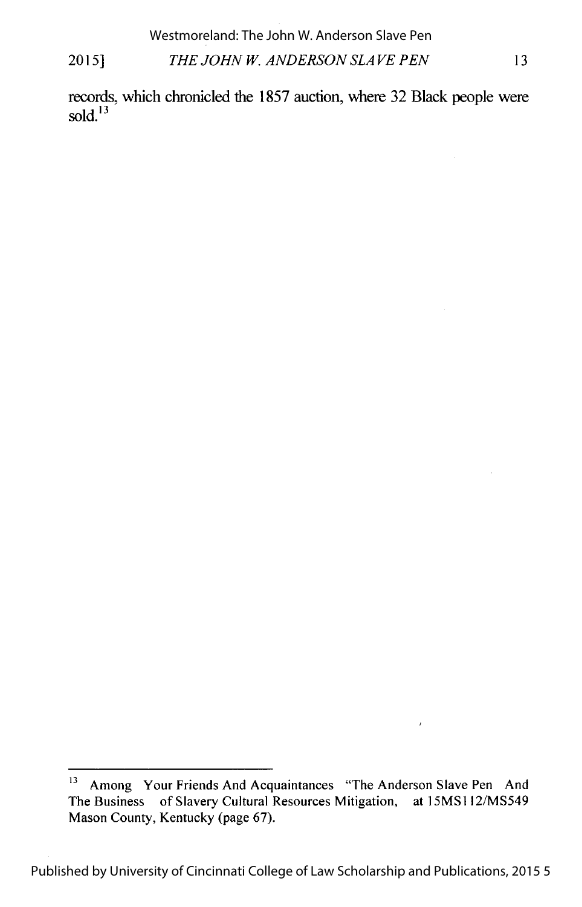records, which chronicled the 1857 auction, where 32 Black people were sold.[13]

---

[13] Among Your Friends And Acquaintances "The Anderson Slave Pen And The Business of Slavery Cultural Resources Mitigation, at 15MS112/MS549 Mason County, Kentucky (page 67).